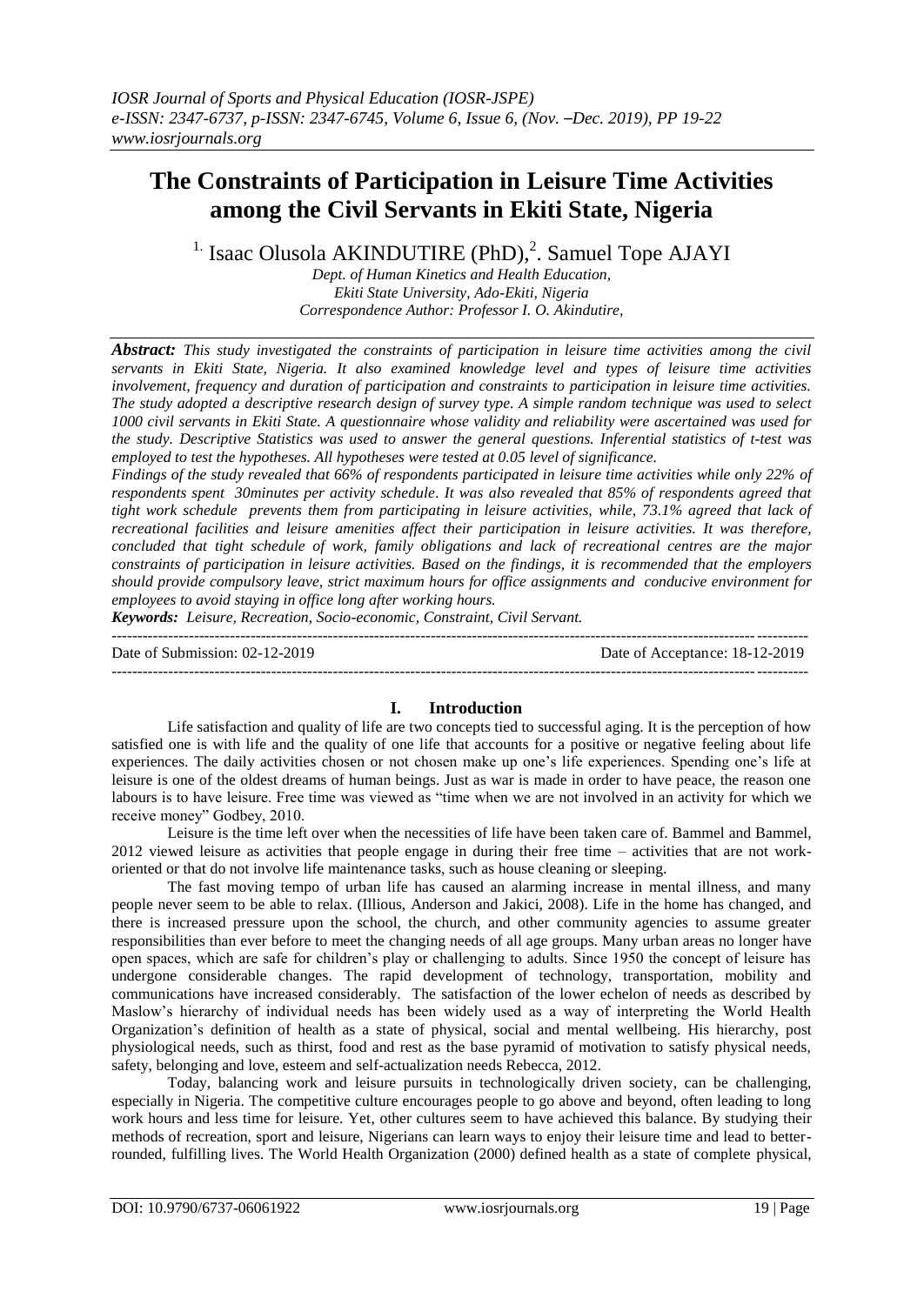# The Constraints of Participation in Leisure Time Activities among the Civil Servants in Ekiti State, Nigeria

[1.] Isaac Olusola AKINDUTIRE (PhD),[2.] Samuel Tope AJAYI

*Dept. of Human Kinetics and Health Education,*
*Ekiti State University, Ado-Ekiti, Nigeria*
*Correspondence Author: Professor I. O. Akindutire,*

***Abstract:*** *This study investigated the constraints of participation in leisure time activities among the civil servants in Ekiti State, Nigeria. It also examined knowledge level and types of leisure time activities involvement, frequency and duration of participation and constraints to participation in leisure time activities. The study adopted a descriptive research design of survey type. A simple random technique was used to select 1000 civil servants in Ekiti State. A questionnaire whose validity and reliability were ascertained was used for the study. Descriptive Statistics was used to answer the general questions. Inferential statistics of t-test was employed to test the hypotheses. All hypotheses were tested at 0.05 level of significance.*

*Findings of the study revealed that 66% of respondents participated in leisure time activities while only 22% of respondents spent 30minutes per activity schedule. It was also revealed that 85% of respondents agreed that tight work schedule prevents them from participating in leisure activities, while, 73.1% agreed that lack of recreational facilities and leisure amenities affect their participation in leisure activities. It was therefore, concluded that tight schedule of work, family obligations and lack of recreational centres are the major constraints of participation in leisure activities. Based on the findings, it is recommended that the employers should provide compulsory leave, strict maximum hours for office assignments and conducive environment for employees to avoid staying in office long after working hours.*

***Keywords:*** *Leisure, Recreation, Socio-economic, Constraint, Civil Servant.*

Date of Submission: 02-12-2019 | Date of Acceptance: 18-12-2019

## I. Introduction

Life satisfaction and quality of life are two concepts tied to successful aging. It is the perception of how satisfied one is with life and the quality of one life that accounts for a positive or negative feeling about life experiences. The daily activities chosen or not chosen make up one's life experiences. Spending one's life at leisure is one of the oldest dreams of human beings. Just as war is made in order to have peace, the reason one labours is to have leisure. Free time was viewed as "time when we are not involved in an activity for which we receive money" Godbey, 2010.

Leisure is the time left over when the necessities of life have been taken care of. Bammel and Bammel, 2012 viewed leisure as activities that people engage in during their free time – activities that are not work-oriented or that do not involve life maintenance tasks, such as house cleaning or sleeping.

The fast moving tempo of urban life has caused an alarming increase in mental illness, and many people never seem to be able to relax. (Illious, Anderson and Jakici, 2008). Life in the home has changed, and there is increased pressure upon the school, the church, and other community agencies to assume greater responsibilities than ever before to meet the changing needs of all age groups. Many urban areas no longer have open spaces, which are safe for children's play or challenging to adults. Since 1950 the concept of leisure has undergone considerable changes. The rapid development of technology, transportation, mobility and communications have increased considerably. The satisfaction of the lower echelon of needs as described by Maslow's hierarchy of individual needs has been widely used as a way of interpreting the World Health Organization's definition of health as a state of physical, social and mental wellbeing. His hierarchy, post physiological needs, such as thirst, food and rest as the base pyramid of motivation to satisfy physical needs, safety, belonging and love, esteem and self-actualization needs Rebecca, 2012.

Today, balancing work and leisure pursuits in technologically driven society, can be challenging, especially in Nigeria. The competitive culture encourages people to go above and beyond, often leading to long work hours and less time for leisure. Yet, other cultures seem to have achieved this balance. By studying their methods of recreation, sport and leisure, Nigerians can learn ways to enjoy their leisure time and lead to better-rounded, fulfilling lives. The World Health Organization (2000) defined health as a state of complete physical,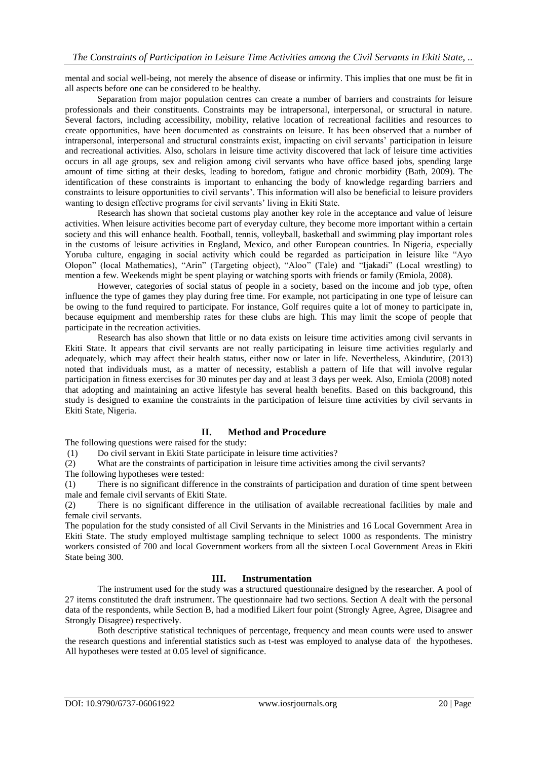mental and social well-being, not merely the absence of disease or infirmity. This implies that one must be fit in all aspects before one can be considered to be healthy.

Separation from major population centres can create a number of barriers and constraints for leisure professionals and their constituents. Constraints may be intrapersonal, interpersonal, or structural in nature. Several factors, including accessibility, mobility, relative location of recreational facilities and resources to create opportunities, have been documented as constraints on leisure. It has been observed that a number of intrapersonal, interpersonal and structural constraints exist, impacting on civil servants' participation in leisure and recreational activities. Also, scholars in leisure time activity discovered that lack of leisure time activities occurs in all age groups, sex and religion among civil servants who have office based jobs, spending large amount of time sitting at their desks, leading to boredom, fatigue and chronic morbidity (Bath, 2009). The identification of these constraints is important to enhancing the body of knowledge regarding barriers and constraints to leisure opportunities to civil servants'. This information will also be beneficial to leisure providers wanting to design effective programs for civil servants' living in Ekiti State.

Research has shown that societal customs play another key role in the acceptance and value of leisure activities. When leisure activities become part of everyday culture, they become more important within a certain society and this will enhance health. Football, tennis, volleyball, basketball and swimming play important roles in the customs of leisure activities in England, Mexico, and other European countries. In Nigeria, especially Yoruba culture, engaging in social activity which could be regarded as participation in leisure like "Ayo Olopon" (local Mathematics), "Arin" (Targeting object), "Aloo" (Tale) and "Ijakadi" (Local wrestling) to mention a few. Weekends might be spent playing or watching sports with friends or family (Emiola, 2008).

However, categories of social status of people in a society, based on the income and job type, often influence the type of games they play during free time. For example, not participating in one type of leisure can be owing to the fund required to participate. For instance, Golf requires quite a lot of money to participate in, because equipment and membership rates for these clubs are high. This may limit the scope of people that participate in the recreation activities.

Research has also shown that little or no data exists on leisure time activities among civil servants in Ekiti State. It appears that civil servants are not really participating in leisure time activities regularly and adequately, which may affect their health status, either now or later in life. Nevertheless, Akindutire, (2013) noted that individuals must, as a matter of necessity, establish a pattern of life that will involve regular participation in fitness exercises for 30 minutes per day and at least 3 days per week. Also, Emiola (2008) noted that adopting and maintaining an active lifestyle has several health benefits. Based on this background, this study is designed to examine the constraints in the participation of leisure time activities by civil servants in Ekiti State, Nigeria.

## II. Method and Procedure

The following questions were raised for the study:

(1) Do civil servant in Ekiti State participate in leisure time activities?

(2) What are the constraints of participation in leisure time activities among the civil servants?

The following hypotheses were tested:

(1) There is no significant difference in the constraints of participation and duration of time spent between male and female civil servants of Ekiti State.

(2) There is no significant difference in the utilisation of available recreational facilities by male and female civil servants.

The population for the study consisted of all Civil Servants in the Ministries and 16 Local Government Area in Ekiti State. The study employed multistage sampling technique to select 1000 as respondents. The ministry workers consisted of 700 and local Government workers from all the sixteen Local Government Areas in Ekiti State being 300.

## III. Instrumentation

The instrument used for the study was a structured questionnaire designed by the researcher. A pool of 27 items constituted the draft instrument. The questionnaire had two sections. Section A dealt with the personal data of the respondents, while Section B, had a modified Likert four point (Strongly Agree, Agree, Disagree and Strongly Disagree) respectively.

Both descriptive statistical techniques of percentage, frequency and mean counts were used to answer the research questions and inferential statistics such as t-test was employed to analyse data of the hypotheses. All hypotheses were tested at 0.05 level of significance.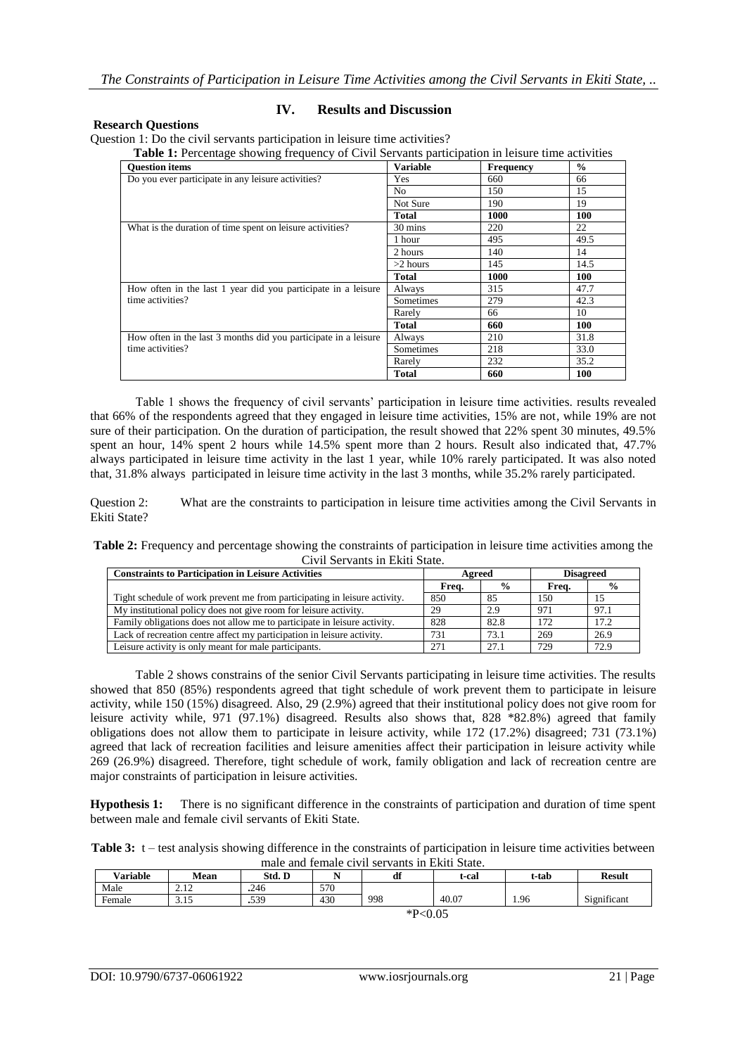## IV. Results and Discussion

**Research Questions**

Question 1: Do the civil servants participation in leisure time activities?

**Table 1:** Percentage showing frequency of Civil Servants participation in leisure time activities

| Question items | Variable | Frequency | % |
|---|---|---|---|
| Do you ever participate in any leisure activities? | Yes | 660 | 66 |
| | No | 150 | 15 |
| | Not Sure | 190 | 19 |
| | **Total** | **1000** | **100** |
| What is the duration of time spent on leisure activities? | 30 mins | 220 | 22 |
| | 1 hour | 495 | 49.5 |
| | 2 hours | 140 | 14 |
| | >2 hours | 145 | 14.5 |
| | **Total** | **1000** | **100** |
| How often in the last 1 year did you participate in a leisure time activities? | Always | 315 | 47.7 |
| | Sometimes | 279 | 42.3 |
| | Rarely | 66 | 10 |
| | **Total** | **660** | **100** |
| How often in the last 3 months did you participate in a leisure time activities? | Always | 210 | 31.8 |
| | Sometimes | 218 | 33.0 |
| | Rarely | 232 | 35.2 |
| | **Total** | **660** | **100** |

Table 1 shows the frequency of civil servants' participation in leisure time activities. results revealed that 66% of the respondents agreed that they engaged in leisure time activities, 15% are not, while 19% are not sure of their participation. On the duration of participation, the result showed that 22% spent 30 minutes, 49.5% spent an hour, 14% spent 2 hours while 14.5% spent more than 2 hours. Result also indicated that, 47.7% always participated in leisure time activity in the last 1 year, while 10% rarely participated. It was also noted that, 31.8% always participated in leisure time activity in the last 3 months, while 35.2% rarely participated.

Question 2: What are the constraints to participation in leisure time activities among the Civil Servants in Ekiti State?

**Table 2:** Frequency and percentage showing the constraints of participation in leisure time activities among the Civil Servants in Ekiti State.

| Constraints to Participation in Leisure Activities | Agreed | | Disagreed | |
|---|---|---|---|---|
| | Freq. | % | Freq. | % |
| Tight schedule of work prevent me from participating in leisure activity. | 850 | 85 | 150 | 15 |
| My institutional policy does not give room for leisure activity. | 29 | 2.9 | 971 | 97.1 |
| Family obligations does not allow me to participate in leisure activity. | 828 | 82.8 | 172 | 17.2 |
| Lack of recreation centre affect my participation in leisure activity. | 731 | 73.1 | 269 | 26.9 |
| Leisure activity is only meant for male participants. | 271 | 27.1 | 729 | 72.9 |

Table 2 shows constrains of the senior Civil Servants participating in leisure time activities. The results showed that 850 (85%) respondents agreed that tight schedule of work prevent them to participate in leisure activity, while 150 (15%) disagreed. Also, 29 (2.9%) agreed that their institutional policy does not give room for leisure activity while, 971 (97.1%) disagreed. Results also shows that, 828 *82.8%) agreed that family obligations does not allow them to participate in leisure activity, while 172 (17.2%) disagreed; 731 (73.1%) agreed that lack of recreation facilities and leisure amenities affect their participation in leisure activity while 269 (26.9%) disagreed. Therefore, tight schedule of work, family obligation and lack of recreation centre are major constraints of participation in leisure activities.

**Hypothesis 1:** There is no significant difference in the constraints of participation and duration of time spent between male and female civil servants of Ekiti State.

**Table 3:** t – test analysis showing difference in the constraints of participation in leisure time activities between male and female civil servants in Ekiti State.

| Variable | Mean | Std. D | N | df | t-cal | t-tab | Result |
|---|---|---|---|---|---|---|---|
| Male | 2.12 | .246 | 570 | | | | |
| Female | 3.15 | .539 | 430 | 998 | 40.07 | 1.96 | Significant |

*$P<0.05$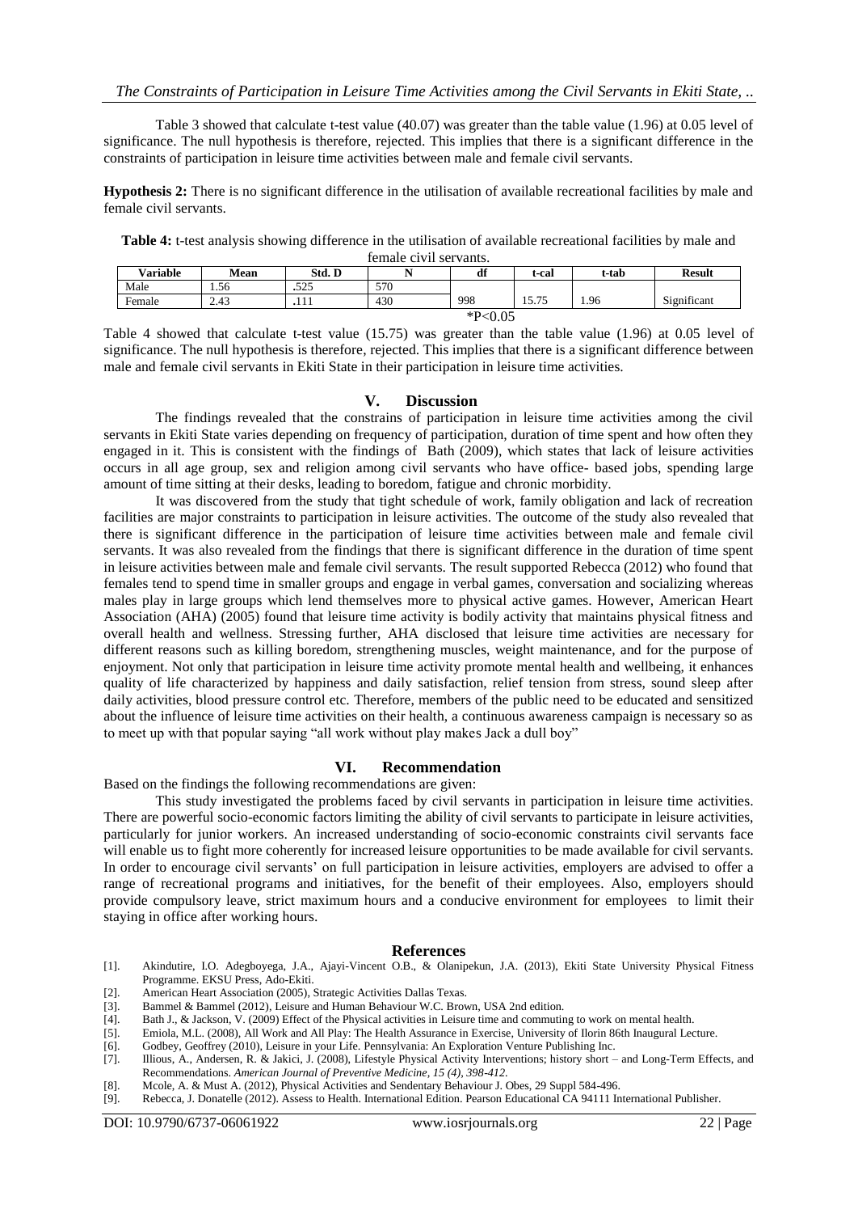Table 3 showed that calculate t-test value (40.07) was greater than the table value (1.96) at 0.05 level of significance. The null hypothesis is therefore, rejected. This implies that there is a significant difference in the constraints of participation in leisure time activities between male and female civil servants.

**Hypothesis 2:** There is no significant difference in the utilisation of available recreational facilities by male and female civil servants.

**Table 4:** t-test analysis showing difference in the utilisation of available recreational facilities by male and female civil servants.

| Variable | Mean | Std. D | N | df | t-cal | t-tab | Result |
|---|---|---|---|---|---|---|---|
| Male | 1.56 | .525 | 570 | | | | |
| Female | 2.43 | .111 | 430 | 998 | 15.75 | 1.96 | Significant |

*P<0.05

Table 4 showed that calculate t-test value (15.75) was greater than the table value (1.96) at 0.05 level of significance. The null hypothesis is therefore, rejected. This implies that there is a significant difference between male and female civil servants in Ekiti State in their participation in leisure time activities.

## V. Discussion

The findings revealed that the constrains of participation in leisure time activities among the civil servants in Ekiti State varies depending on frequency of participation, duration of time spent and how often they engaged in it. This is consistent with the findings of Bath (2009), which states that lack of leisure activities occurs in all age group, sex and religion among civil servants who have office- based jobs, spending large amount of time sitting at their desks, leading to boredom, fatigue and chronic morbidity.

It was discovered from the study that tight schedule of work, family obligation and lack of recreation facilities are major constraints to participation in leisure activities. The outcome of the study also revealed that there is significant difference in the participation of leisure time activities between male and female civil servants. It was also revealed from the findings that there is significant difference in the duration of time spent in leisure activities between male and female civil servants. The result supported Rebecca (2012) who found that females tend to spend time in smaller groups and engage in verbal games, conversation and socializing whereas males play in large groups which lend themselves more to physical active games. However, American Heart Association (AHA) (2005) found that leisure time activity is bodily activity that maintains physical fitness and overall health and wellness. Stressing further, AHA disclosed that leisure time activities are necessary for different reasons such as killing boredom, strengthening muscles, weight maintenance, and for the purpose of enjoyment. Not only that participation in leisure time activity promote mental health and wellbeing, it enhances quality of life characterized by happiness and daily satisfaction, relief tension from stress, sound sleep after daily activities, blood pressure control etc. Therefore, members of the public need to be educated and sensitized about the influence of leisure time activities on their health, a continuous awareness campaign is necessary so as to meet up with that popular saying "all work without play makes Jack a dull boy"

## VI. Recommendation

Based on the findings the following recommendations are given:

This study investigated the problems faced by civil servants in participation in leisure time activities. There are powerful socio-economic factors limiting the ability of civil servants to participate in leisure activities, particularly for junior workers. An increased understanding of socio-economic constraints civil servants face will enable us to fight more coherently for increased leisure opportunities to be made available for civil servants. In order to encourage civil servants' on full participation in leisure activities, employers are advised to offer a range of recreational programs and initiatives, for the benefit of their employees. Also, employers should provide compulsory leave, strict maximum hours and a conducive environment for employees to limit their staying in office after working hours.

## References

[1]. Akindutire, I.O. Adegboyega, J.A., Ajayi-Vincent O.B., & Olanipekun, J.A. (2013), Ekiti State University Physical Fitness Programme. EKSU Press, Ado-Ekiti.

[2]. American Heart Association (2005), Strategic Activities Dallas Texas.

[3]. Bammel & Bammel (2012), Leisure and Human Behaviour W.C. Brown, USA 2nd edition.

[4]. Bath J., & Jackson, V. (2009) Effect of the Physical activities in Leisure time and commuting to work on mental health.

[5]. Emiola, M.L. (2008), All Work and All Play: The Health Assurance in Exercise, University of Ilorin 86th Inaugural Lecture.

[6]. Godbey, Geoffrey (2010), Leisure in your Life. Pennsylvania: An Exploration Venture Publishing Inc.

[7]. Illious, A., Andersen, R. & Jakici, J. (2008), Lifestyle Physical Activity Interventions; history short – and Long-Term Effects, and Recommendations. *American Journal of Preventive Medicine, 15 (4), 398-412.*

[8]. Mcole, A. & Must A. (2012), Physical Activities and Sendentary Behaviour J. Obes, 29 Suppl 584-496.

[9]. Rebecca, J. Donatelle (2012). Assess to Health. International Edition. Pearson Educational CA 94111 International Publisher.